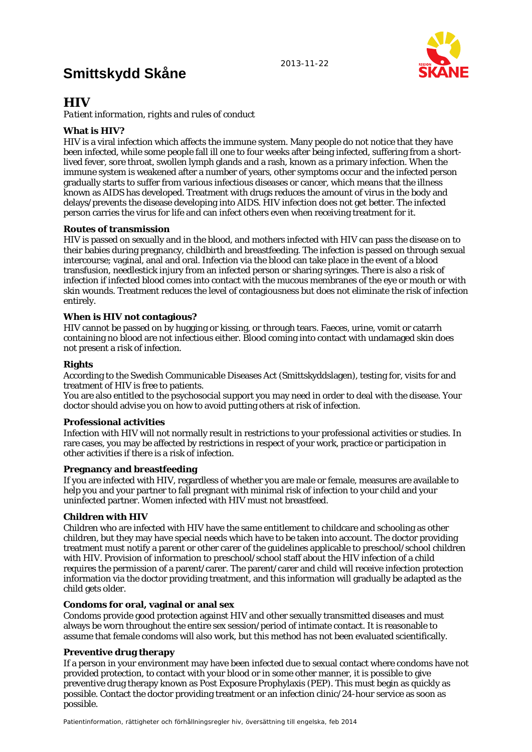# Smittskydd Skåne

2013-11-22

## HIV

*Patient information, rights and rules of conduct*

### What is HIV?

HIV is a viral infection which affects the immune system. Many people do not notice that they have been infected, while some people fall ill one to four weeks after being infected, suffering from a short-lived fever, sore throat, swollen lymph glands and a rash, known as a primary infection. When the immune system is weakened after a number of years, other symptoms occur and the infected person gradually starts to suffer from various infectious diseases or cancer, which means that the illness known as AIDS has developed. Treatment with drugs reduces the amount of virus in the body and delays/prevents the disease developing into AIDS. HIV infection does not get better. The infected person carries the virus for life and can infect others even when receiving treatment for it.

### Routes of transmission

HIV is passed on sexually and in the blood, and mothers infected with HIV can pass the disease on to their babies during pregnancy, childbirth and breastfeeding. The infection is passed on through sexual intercourse; vaginal, anal and oral. Infection via the blood can take place in the event of a blood transfusion, needlestick injury from an infected person or sharing syringes. There is also a risk of infection if infected blood comes into contact with the mucous membranes of the eye or mouth or with skin wounds. Treatment reduces the level of contagiousness but does not eliminate the risk of infection entirely.

### When is HIV not contagious?

HIV cannot be passed on by hugging or kissing, or through tears. Faeces, urine, vomit or catarrh containing no blood are not infectious either. Blood coming into contact with undamaged skin does not present a risk of infection.

### Rights

According to the Swedish Communicable Diseases Act (Smittskyddslagen), testing for, visits for and treatment of HIV is free to patients.
You are also entitled to the psychosocial support you may need in order to deal with the disease. Your doctor should advise you on how to avoid putting others at risk of infection.

### Professional activities

Infection with HIV will not normally result in restrictions to your professional activities or studies. In rare cases, you may be affected by restrictions in respect of your work, practice or participation in other activities if there is a risk of infection.

### Pregnancy and breastfeeding

If you are infected with HIV, regardless of whether you are male or female, measures are available to help you and your partner to fall pregnant with minimal risk of infection to your child and your uninfected partner. Women infected with HIV must not breastfeed.

### Children with HIV

Children who are infected with HIV have the same entitlement to childcare and schooling as other children, but they may have special needs which have to be taken into account. The doctor providing treatment must notify a parent or other carer of the guidelines applicable to preschool/school children with HIV. Provision of information to preschool/school staff about the HIV infection of a child requires the permission of a parent/carer. The parent/carer and child will receive infection protection information via the doctor providing treatment, and this information will gradually be adapted as the child gets older.

### Condoms for oral, vaginal or anal sex

Condoms provide good protection against HIV and other sexually transmitted diseases and must always be worn throughout the entire sex session/period of intimate contact. It is reasonable to assume that female condoms will also work, but this method has not been evaluated scientifically.

### Preventive drug therapy

If a person in your environment may have been infected due to sexual contact where condoms have not provided protection, to contact with your blood or in some other manner, it is possible to give preventive drug therapy known as Post Exposure Prophylaxis (PEP). This must begin as quickly as possible. Contact the doctor providing treatment or an infection clinic/24-hour service as soon as possible.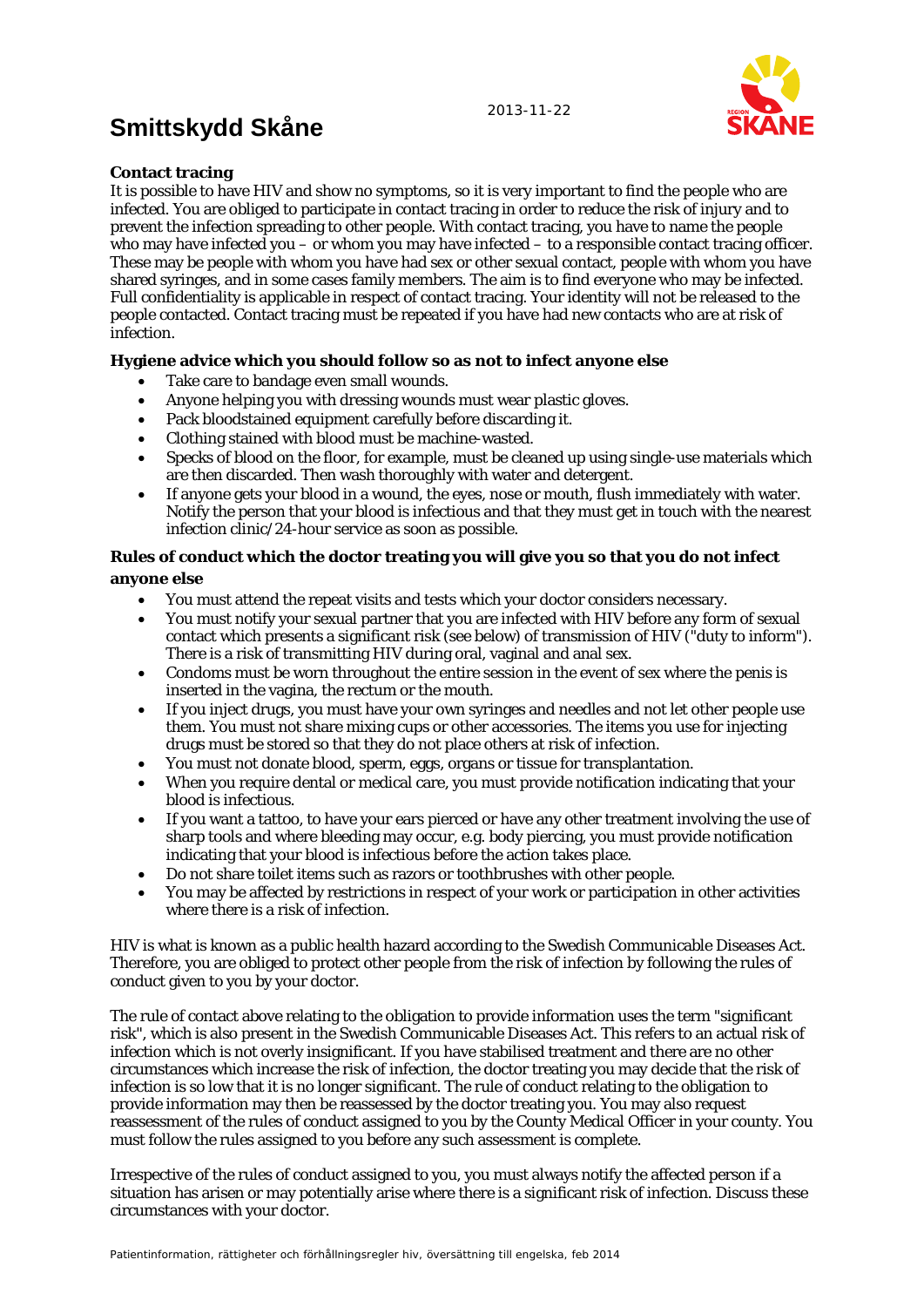# Smittskydd Skåne

2013-11-22

**Contact tracing**

It is possible to have HIV and show no symptoms, so it is very important to find the people who are infected. You are obliged to participate in contact tracing in order to reduce the risk of injury and to prevent the infection spreading to other people. With contact tracing, you have to name the people who may have infected you – or whom you may have infected – to a responsible contact tracing officer. These may be people with whom you have had sex or other sexual contact, people with whom you have shared syringes, and in some cases family members. The aim is to find everyone who may be infected. Full confidentiality is applicable in respect of contact tracing. Your identity will not be released to the people contacted. Contact tracing must be repeated if you have had new contacts who are at risk of infection.

**Hygiene advice which you should follow so as not to infect anyone else**

- Take care to bandage even small wounds.
- Anyone helping you with dressing wounds must wear plastic gloves.
- Pack bloodstained equipment carefully before discarding it.
- Clothing stained with blood must be machine-wasted.
- Specks of blood on the floor, for example, must be cleaned up using single-use materials which are then discarded. Then wash thoroughly with water and detergent.
- If anyone gets your blood in a wound, the eyes, nose or mouth, flush immediately with water. Notify the person that your blood is infectious and that they must get in touch with the nearest infection clinic/24-hour service as soon as possible.

**Rules of conduct which the doctor treating you will give you so that you do not infect anyone else**

- You must attend the repeat visits and tests which your doctor considers necessary.
- You must notify your sexual partner that you are infected with HIV before any form of sexual contact which presents a significant risk (see below) of transmission of HIV ("duty to inform"). There is a risk of transmitting HIV during oral, vaginal and anal sex.
- Condoms must be worn throughout the entire session in the event of sex where the penis is inserted in the vagina, the rectum or the mouth.
- If you inject drugs, you must have your own syringes and needles and not let other people use them. You must not share mixing cups or other accessories. The items you use for injecting drugs must be stored so that they do not place others at risk of infection.
- You must not donate blood, sperm, eggs, organs or tissue for transplantation.
- When you require dental or medical care, you must provide notification indicating that your blood is infectious.
- If you want a tattoo, to have your ears pierced or have any other treatment involving the use of sharp tools and where bleeding may occur, e.g. body piercing, you must provide notification indicating that your blood is infectious before the action takes place.
- Do not share toilet items such as razors or toothbrushes with other people.
- You may be affected by restrictions in respect of your work or participation in other activities where there is a risk of infection.

HIV is what is known as a public health hazard according to the Swedish Communicable Diseases Act. Therefore, you are obliged to protect other people from the risk of infection by following the rules of conduct given to you by your doctor.

The rule of contact above relating to the obligation to provide information uses the term "significant risk", which is also present in the Swedish Communicable Diseases Act. This refers to an actual risk of infection which is not overly insignificant. If you have stabilised treatment and there are no other circumstances which increase the risk of infection, the doctor treating you may decide that the risk of infection is so low that it is no longer significant. The rule of conduct relating to the obligation to provide information may then be reassessed by the doctor treating you. You may also request reassessment of the rules of conduct assigned to you by the County Medical Officer in your county. You must follow the rules assigned to you before any such assessment is complete.

Irrespective of the rules of conduct assigned to you, you must always notify the affected person if a situation has arisen or may potentially arise where there is a significant risk of infection. Discuss these circumstances with your doctor.